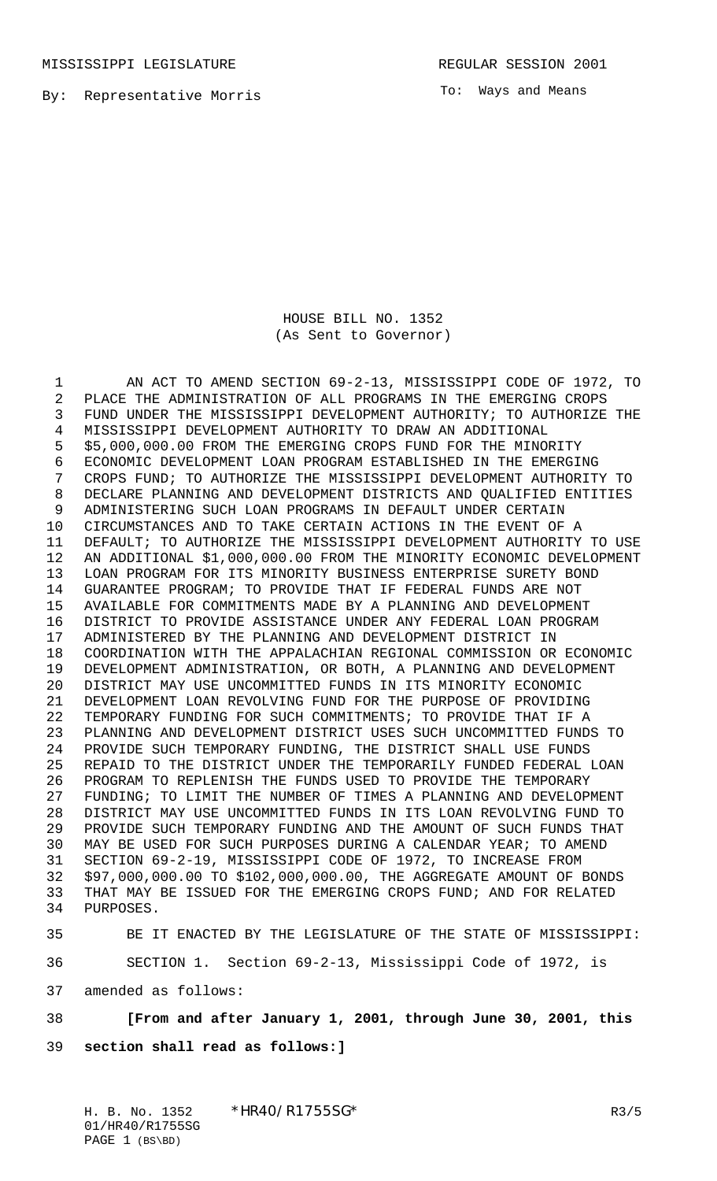MISSISSIPPI LEGISLATURE REGULAR SESSION 2001

By: Representative Morris

To: Ways and Means

# HOUSE BILL NO. 1352
(As Sent to Governor)

AN ACT TO AMEND SECTION 69-2-13, MISSISSIPPI CODE OF 1972, TO PLACE THE ADMINISTRATION OF ALL PROGRAMS IN THE EMERGING CROPS FUND UNDER THE MISSISSIPPI DEVELOPMENT AUTHORITY; TO AUTHORIZE THE MISSISSIPPI DEVELOPMENT AUTHORITY TO DRAW AN ADDITIONAL $5,000,000.00 FROM THE EMERGING CROPS FUND FOR THE MINORITY ECONOMIC DEVELOPMENT LOAN PROGRAM ESTABLISHED IN THE EMERGING CROPS FUND; TO AUTHORIZE THE MISSISSIPPI DEVELOPMENT AUTHORITY TO DECLARE PLANNING AND DEVELOPMENT DISTRICTS AND QUALIFIED ENTITIES ADMINISTERING SUCH LOAN PROGRAMS IN DEFAULT UNDER CERTAIN CIRCUMSTANCES AND TO TAKE CERTAIN ACTIONS IN THE EVENT OF A DEFAULT; TO AUTHORIZE THE MISSISSIPPI DEVELOPMENT AUTHORITY TO USE AN ADDITIONAL $1,000,000.00 FROM THE MINORITY ECONOMIC DEVELOPMENT LOAN PROGRAM FOR ITS MINORITY BUSINESS ENTERPRISE SURETY BOND GUARANTEE PROGRAM; TO PROVIDE THAT IF FEDERAL FUNDS ARE NOT AVAILABLE FOR COMMITMENTS MADE BY A PLANNING AND DEVELOPMENT DISTRICT TO PROVIDE ASSISTANCE UNDER ANY FEDERAL LOAN PROGRAM ADMINISTERED BY THE PLANNING AND DEVELOPMENT DISTRICT IN COORDINATION WITH THE APPALACHIAN REGIONAL COMMISSION OR ECONOMIC DEVELOPMENT ADMINISTRATION, OR BOTH, A PLANNING AND DEVELOPMENT DISTRICT MAY USE UNCOMMITTED FUNDS IN ITS MINORITY ECONOMIC DEVELOPMENT LOAN REVOLVING FUND FOR THE PURPOSE OF PROVIDING TEMPORARY FUNDING FOR SUCH COMMITMENTS; TO PROVIDE THAT IF A PLANNING AND DEVELOPMENT DISTRICT USES SUCH UNCOMMITTED FUNDS TO PROVIDE SUCH TEMPORARY FUNDING, THE DISTRICT SHALL USE FUNDS REPAID TO THE DISTRICT UNDER THE TEMPORARILY FUNDED FEDERAL LOAN PROGRAM TO REPLENISH THE FUNDS USED TO PROVIDE THE TEMPORARY FUNDING; TO LIMIT THE NUMBER OF TIMES A PLANNING AND DEVELOPMENT DISTRICT MAY USE UNCOMMITTED FUNDS IN ITS LOAN REVOLVING FUND TO PROVIDE SUCH TEMPORARY FUNDING AND THE AMOUNT OF SUCH FUNDS THAT MAY BE USED FOR SUCH PURPOSES DURING A CALENDAR YEAR; TO AMEND SECTION 69-2-19, MISSISSIPPI CODE OF 1972, TO INCREASE FROM $97,000,000.00 TO $102,000,000.00, THE AGGREGATE AMOUNT OF BONDS THAT MAY BE ISSUED FOR THE EMERGING CROPS FUND; AND FOR RELATED PURPOSES.

BE IT ENACTED BY THE LEGISLATURE OF THE STATE OF MISSISSIPPI:

SECTION 1. Section 69-2-13, Mississippi Code of 1972, is amended as follows:

**[From and after January 1, 2001, through June 30, 2001, this section shall read as follows:]**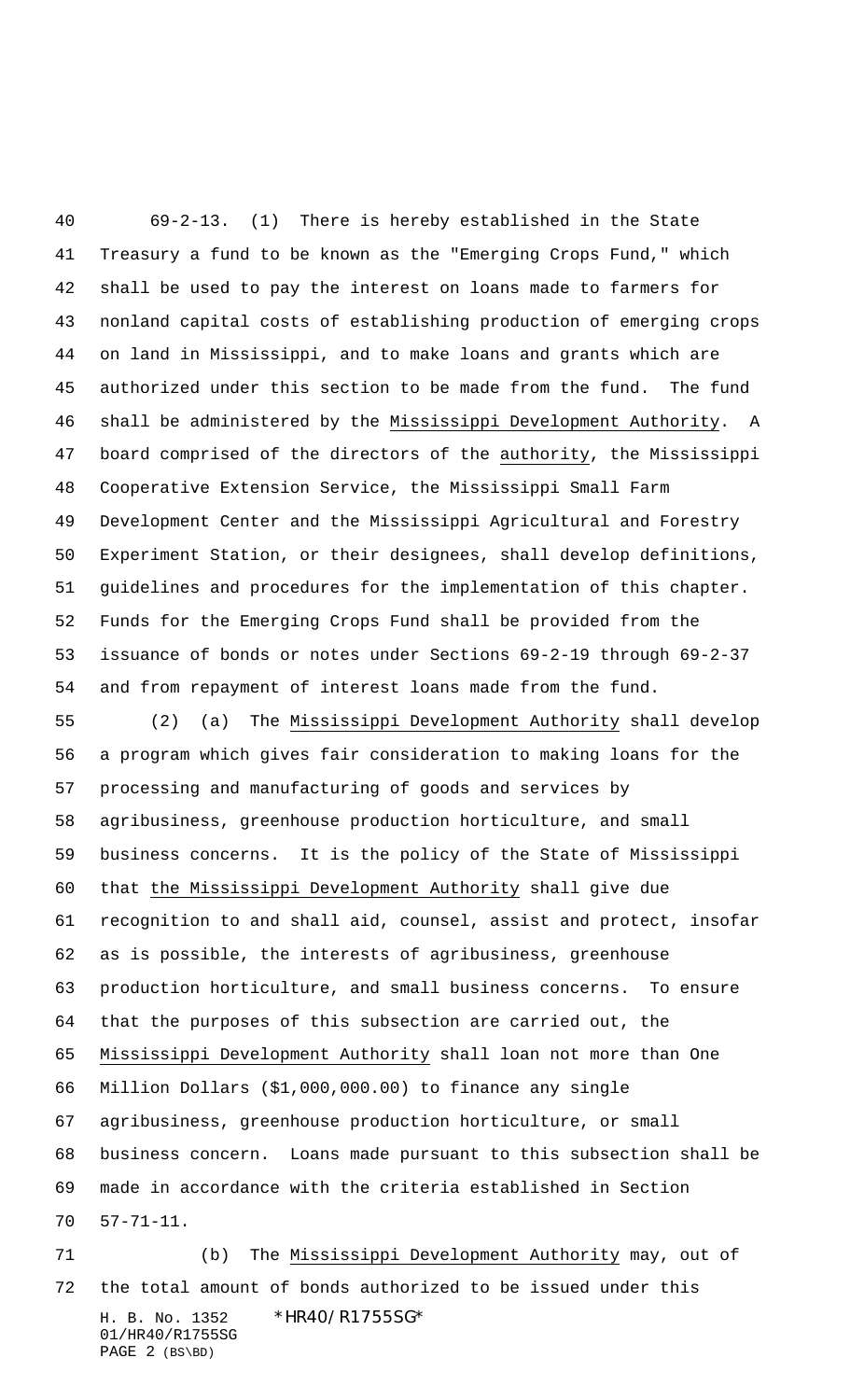69-2-13. (1) There is hereby established in the State Treasury a fund to be known as the "Emerging Crops Fund," which shall be used to pay the interest on loans made to farmers for nonland capital costs of establishing production of emerging crops on land in Mississippi, and to make loans and grants which are authorized under this section to be made from the fund. The fund shall be administered by the Mississippi Development Authority. A board comprised of the directors of the authority, the Mississippi Cooperative Extension Service, the Mississippi Small Farm Development Center and the Mississippi Agricultural and Forestry Experiment Station, or their designees, shall develop definitions, guidelines and procedures for the implementation of this chapter. Funds for the Emerging Crops Fund shall be provided from the issuance of bonds or notes under Sections 69-2-19 through 69-2-37 and from repayment of interest loans made from the fund.

(2) (a) The Mississippi Development Authority shall develop a program which gives fair consideration to making loans for the processing and manufacturing of goods and services by agribusiness, greenhouse production horticulture, and small business concerns. It is the policy of the State of Mississippi that the Mississippi Development Authority shall give due recognition to and shall aid, counsel, assist and protect, insofar as is possible, the interests of agribusiness, greenhouse production horticulture, and small business concerns. To ensure that the purposes of this subsection are carried out, the Mississippi Development Authority shall loan not more than One Million Dollars ($1,000,000.00) to finance any single agribusiness, greenhouse production horticulture, or small business concern. Loans made pursuant to this subsection shall be made in accordance with the criteria established in Section 57-71-11.

(b) The Mississippi Development Authority may, out of the total amount of bonds authorized to be issued under this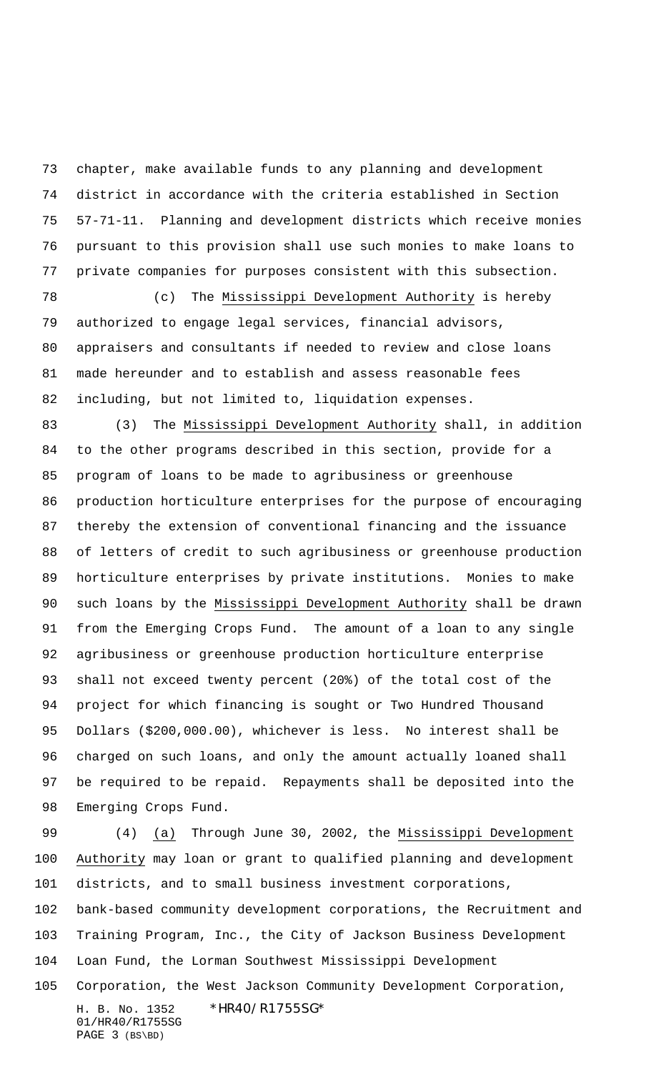chapter, make available funds to any planning and development district in accordance with the criteria established in Section 57-71-11. Planning and development districts which receive monies pursuant to this provision shall use such monies to make loans to private companies for purposes consistent with this subsection.

(c) The Mississippi Development Authority is hereby authorized to engage legal services, financial advisors, appraisers and consultants if needed to review and close loans made hereunder and to establish and assess reasonable fees including, but not limited to, liquidation expenses.

(3) The Mississippi Development Authority shall, in addition to the other programs described in this section, provide for a program of loans to be made to agribusiness or greenhouse production horticulture enterprises for the purpose of encouraging thereby the extension of conventional financing and the issuance of letters of credit to such agribusiness or greenhouse production horticulture enterprises by private institutions. Monies to make such loans by the Mississippi Development Authority shall be drawn from the Emerging Crops Fund. The amount of a loan to any single agribusiness or greenhouse production horticulture enterprise shall not exceed twenty percent (20%) of the total cost of the project for which financing is sought or Two Hundred Thousand Dollars ($200,000.00), whichever is less. No interest shall be charged on such loans, and only the amount actually loaned shall be required to be repaid. Repayments shall be deposited into the Emerging Crops Fund.

(4) (a) Through June 30, 2002, the Mississippi Development Authority may loan or grant to qualified planning and development districts, and to small business investment corporations, bank-based community development corporations, the Recruitment and Training Program, Inc., the City of Jackson Business Development Loan Fund, the Lorman Southwest Mississippi Development Corporation, the West Jackson Community Development Corporation,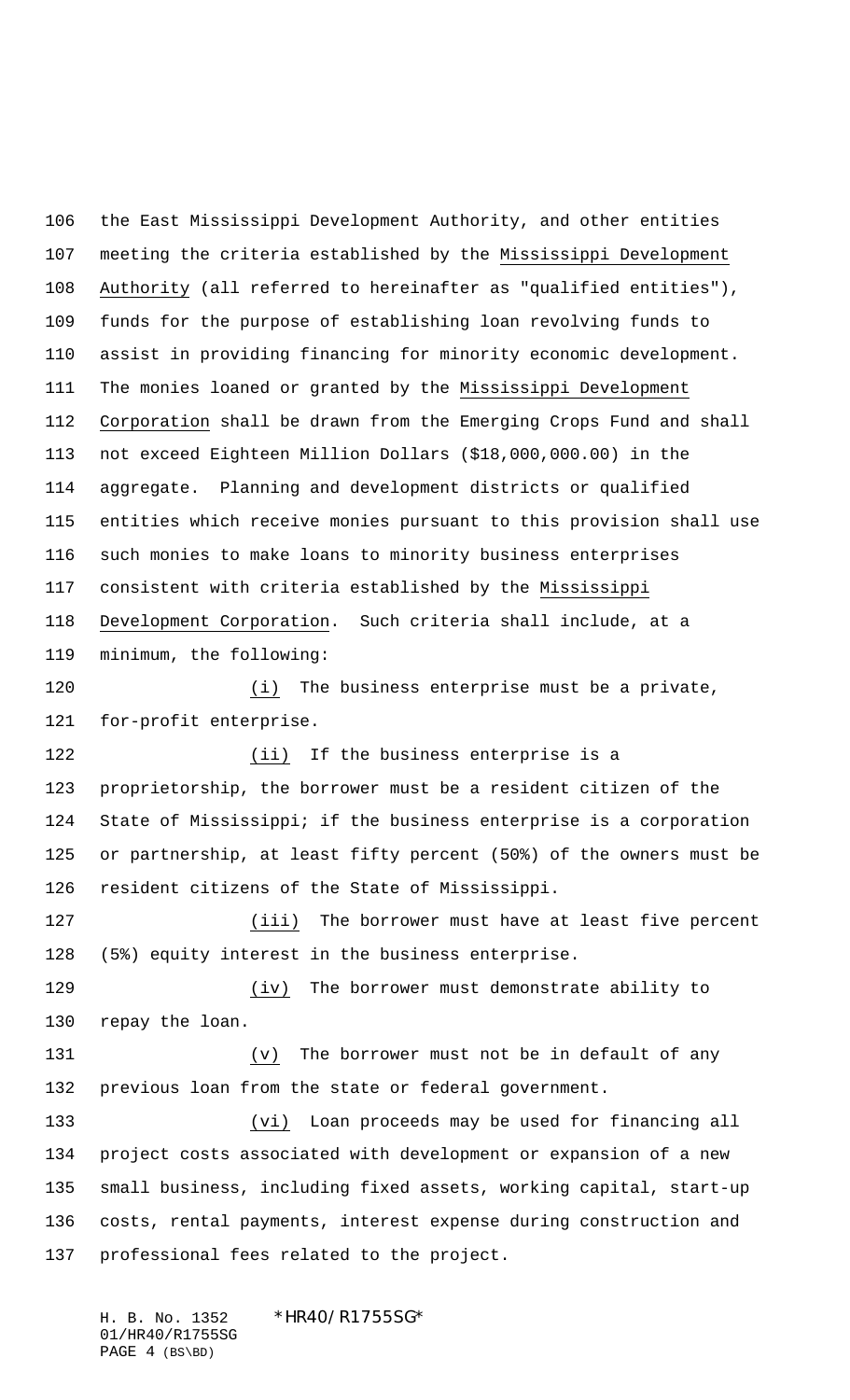the East Mississippi Development Authority, and other entities meeting the criteria established by the Mississippi Development Authority (all referred to hereinafter as "qualified entities"), funds for the purpose of establishing loan revolving funds to assist in providing financing for minority economic development. The monies loaned or granted by the Mississippi Development Corporation shall be drawn from the Emerging Crops Fund and shall not exceed Eighteen Million Dollars ($18,000,000.00) in the aggregate. Planning and development districts or qualified entities which receive monies pursuant to this provision shall use such monies to make loans to minority business enterprises consistent with criteria established by the Mississippi Development Corporation. Such criteria shall include, at a minimum, the following:

(i) The business enterprise must be a private, for-profit enterprise.

(ii) If the business enterprise is a proprietorship, the borrower must be a resident citizen of the State of Mississippi; if the business enterprise is a corporation or partnership, at least fifty percent (50%) of the owners must be resident citizens of the State of Mississippi.

(iii) The borrower must have at least five percent (5%) equity interest in the business enterprise.

(iv) The borrower must demonstrate ability to repay the loan.

(v) The borrower must not be in default of any previous loan from the state or federal government.

(vi) Loan proceeds may be used for financing all project costs associated with development or expansion of a new small business, including fixed assets, working capital, start-up costs, rental payments, interest expense during construction and professional fees related to the project.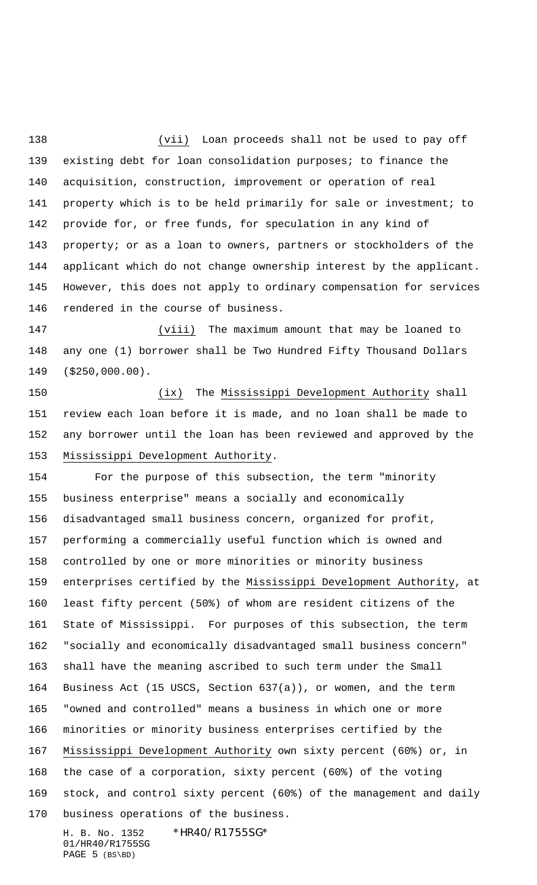(vii) Loan proceeds shall not be used to pay off existing debt for loan consolidation purposes; to finance the acquisition, construction, improvement or operation of real property which is to be held primarily for sale or investment; to provide for, or free funds, for speculation in any kind of property; or as a loan to owners, partners or stockholders of the applicant which do not change ownership interest by the applicant. However, this does not apply to ordinary compensation for services rendered in the course of business.

(viii) The maximum amount that may be loaned to any one (1) borrower shall be Two Hundred Fifty Thousand Dollars ($250,000.00).

(ix) The Mississippi Development Authority shall review each loan before it is made, and no loan shall be made to any borrower until the loan has been reviewed and approved by the Mississippi Development Authority.

For the purpose of this subsection, the term "minority business enterprise" means a socially and economically disadvantaged small business concern, organized for profit, performing a commercially useful function which is owned and controlled by one or more minorities or minority business enterprises certified by the Mississippi Development Authority, at least fifty percent (50%) of whom are resident citizens of the State of Mississippi. For purposes of this subsection, the term "socially and economically disadvantaged small business concern" shall have the meaning ascribed to such term under the Small Business Act (15 USCS, Section 637(a)), or women, and the term "owned and controlled" means a business in which one or more minorities or minority business enterprises certified by the Mississippi Development Authority own sixty percent (60%) or, in the case of a corporation, sixty percent (60%) of the voting stock, and control sixty percent (60%) of the management and daily business operations of the business.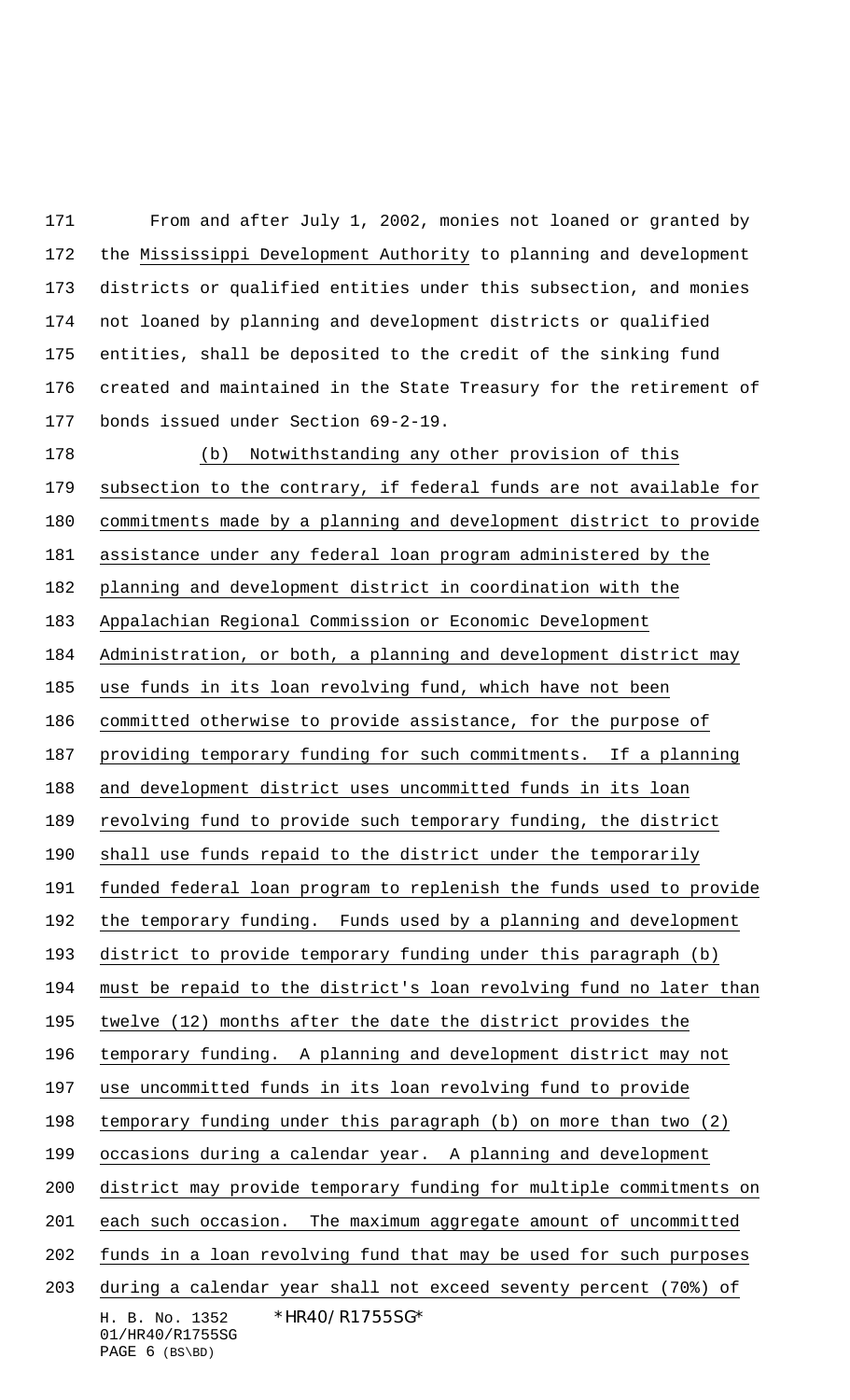From and after July 1, 2002, monies not loaned or granted by the Mississippi Development Authority to planning and development districts or qualified entities under this subsection, and monies not loaned by planning and development districts or qualified entities, shall be deposited to the credit of the sinking fund created and maintained in the State Treasury for the retirement of bonds issued under Section 69-2-19.

(b) Notwithstanding any other provision of this subsection to the contrary, if federal funds are not available for commitments made by a planning and development district to provide assistance under any federal loan program administered by the planning and development district in coordination with the Appalachian Regional Commission or Economic Development Administration, or both, a planning and development district may use funds in its loan revolving fund, which have not been committed otherwise to provide assistance, for the purpose of providing temporary funding for such commitments. If a planning and development district uses uncommitted funds in its loan revolving fund to provide such temporary funding, the district shall use funds repaid to the district under the temporarily funded federal loan program to replenish the funds used to provide the temporary funding. Funds used by a planning and development district to provide temporary funding under this paragraph (b) must be repaid to the district's loan revolving fund no later than twelve (12) months after the date the district provides the temporary funding. A planning and development district may not use uncommitted funds in its loan revolving fund to provide temporary funding under this paragraph (b) on more than two (2) occasions during a calendar year. A planning and development district may provide temporary funding for multiple commitments on each such occasion. The maximum aggregate amount of uncommitted funds in a loan revolving fund that may be used for such purposes during a calendar year shall not exceed seventy percent (70%) of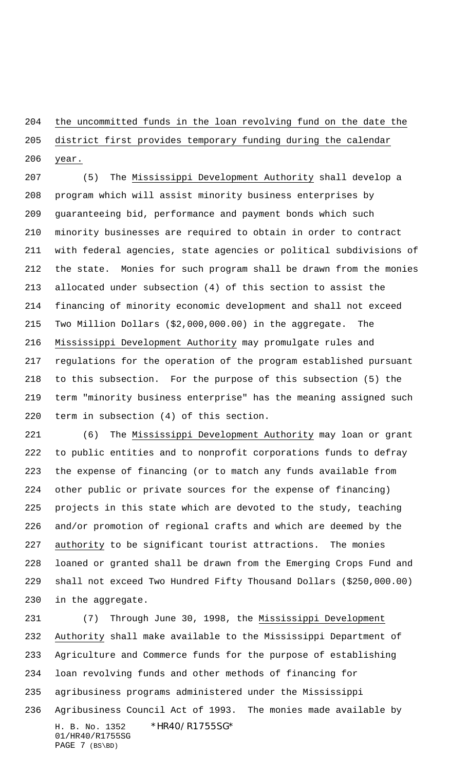the uncommitted funds in the loan revolving fund on the date the district first provides temporary funding during the calendar year.

(5) The Mississippi Development Authority shall develop a program which will assist minority business enterprises by guaranteeing bid, performance and payment bonds which such minority businesses are required to obtain in order to contract with federal agencies, state agencies or political subdivisions of the state. Monies for such program shall be drawn from the monies allocated under subsection (4) of this section to assist the financing of minority economic development and shall not exceed Two Million Dollars ($2,000,000.00) in the aggregate. The Mississippi Development Authority may promulgate rules and regulations for the operation of the program established pursuant to this subsection. For the purpose of this subsection (5) the term "minority business enterprise" has the meaning assigned such term in subsection (4) of this section.

(6) The Mississippi Development Authority may loan or grant to public entities and to nonprofit corporations funds to defray the expense of financing (or to match any funds available from other public or private sources for the expense of financing) projects in this state which are devoted to the study, teaching and/or promotion of regional crafts and which are deemed by the authority to be significant tourist attractions. The monies loaned or granted shall be drawn from the Emerging Crops Fund and shall not exceed Two Hundred Fifty Thousand Dollars ($250,000.00) in the aggregate.

(7) Through June 30, 1998, the Mississippi Development Authority shall make available to the Mississippi Department of Agriculture and Commerce funds for the purpose of establishing loan revolving funds and other methods of financing for agribusiness programs administered under the Mississippi Agribusiness Council Act of 1993. The monies made available by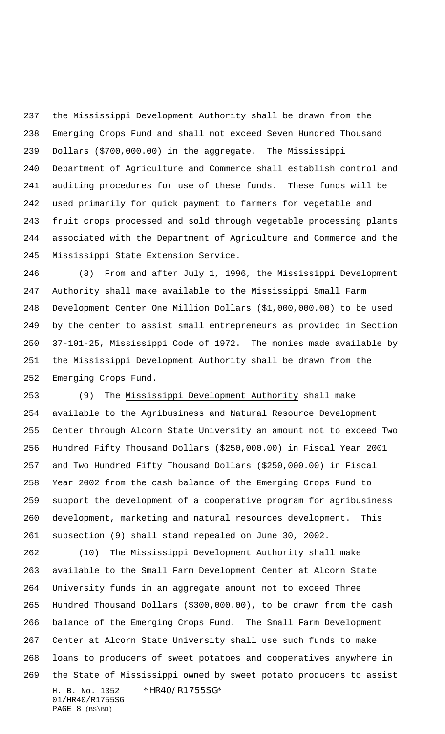the Mississippi Development Authority shall be drawn from the Emerging Crops Fund and shall not exceed Seven Hundred Thousand Dollars ($700,000.00) in the aggregate. The Mississippi Department of Agriculture and Commerce shall establish control and auditing procedures for use of these funds. These funds will be used primarily for quick payment to farmers for vegetable and fruit crops processed and sold through vegetable processing plants associated with the Department of Agriculture and Commerce and the Mississippi State Extension Service.

(8) From and after July 1, 1996, the Mississippi Development Authority shall make available to the Mississippi Small Farm Development Center One Million Dollars ($1,000,000.00) to be used by the center to assist small entrepreneurs as provided in Section 37-101-25, Mississippi Code of 1972. The monies made available by the Mississippi Development Authority shall be drawn from the Emerging Crops Fund.

(9) The Mississippi Development Authority shall make available to the Agribusiness and Natural Resource Development Center through Alcorn State University an amount not to exceed Two Hundred Fifty Thousand Dollars ($250,000.00) in Fiscal Year 2001 and Two Hundred Fifty Thousand Dollars ($250,000.00) in Fiscal Year 2002 from the cash balance of the Emerging Crops Fund to support the development of a cooperative program for agribusiness development, marketing and natural resources development. This subsection (9) shall stand repealed on June 30, 2002.

(10) The Mississippi Development Authority shall make available to the Small Farm Development Center at Alcorn State University funds in an aggregate amount not to exceed Three Hundred Thousand Dollars ($300,000.00), to be drawn from the cash balance of the Emerging Crops Fund. The Small Farm Development Center at Alcorn State University shall use such funds to make loans to producers of sweet potatoes and cooperatives anywhere in the State of Mississippi owned by sweet potato producers to assist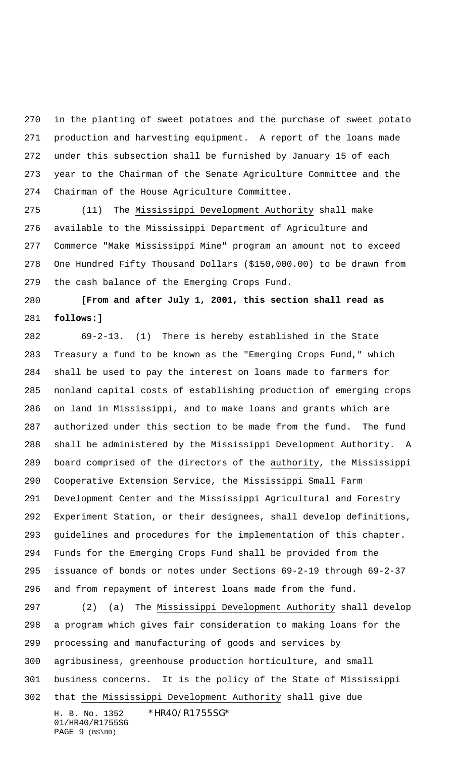in the planting of sweet potatoes and the purchase of sweet potato production and harvesting equipment. A report of the loans made under this subsection shall be furnished by January 15 of each year to the Chairman of the Senate Agriculture Committee and the Chairman of the House Agriculture Committee.

(11) The Mississippi Development Authority shall make available to the Mississippi Department of Agriculture and Commerce "Make Mississippi Mine" program an amount not to exceed One Hundred Fifty Thousand Dollars ($150,000.00) to be drawn from the cash balance of the Emerging Crops Fund.

**[From and after July 1, 2001, this section shall read as follows:]**

69-2-13. (1) There is hereby established in the State Treasury a fund to be known as the "Emerging Crops Fund," which shall be used to pay the interest on loans made to farmers for nonland capital costs of establishing production of emerging crops on land in Mississippi, and to make loans and grants which are authorized under this section to be made from the fund. The fund shall be administered by the Mississippi Development Authority. A board comprised of the directors of the authority, the Mississippi Cooperative Extension Service, the Mississippi Small Farm Development Center and the Mississippi Agricultural and Forestry Experiment Station, or their designees, shall develop definitions, guidelines and procedures for the implementation of this chapter. Funds for the Emerging Crops Fund shall be provided from the issuance of bonds or notes under Sections 69-2-19 through 69-2-37 and from repayment of interest loans made from the fund.

(2) (a) The Mississippi Development Authority shall develop a program which gives fair consideration to making loans for the processing and manufacturing of goods and services by agribusiness, greenhouse production horticulture, and small business concerns. It is the policy of the State of Mississippi that the Mississippi Development Authority shall give due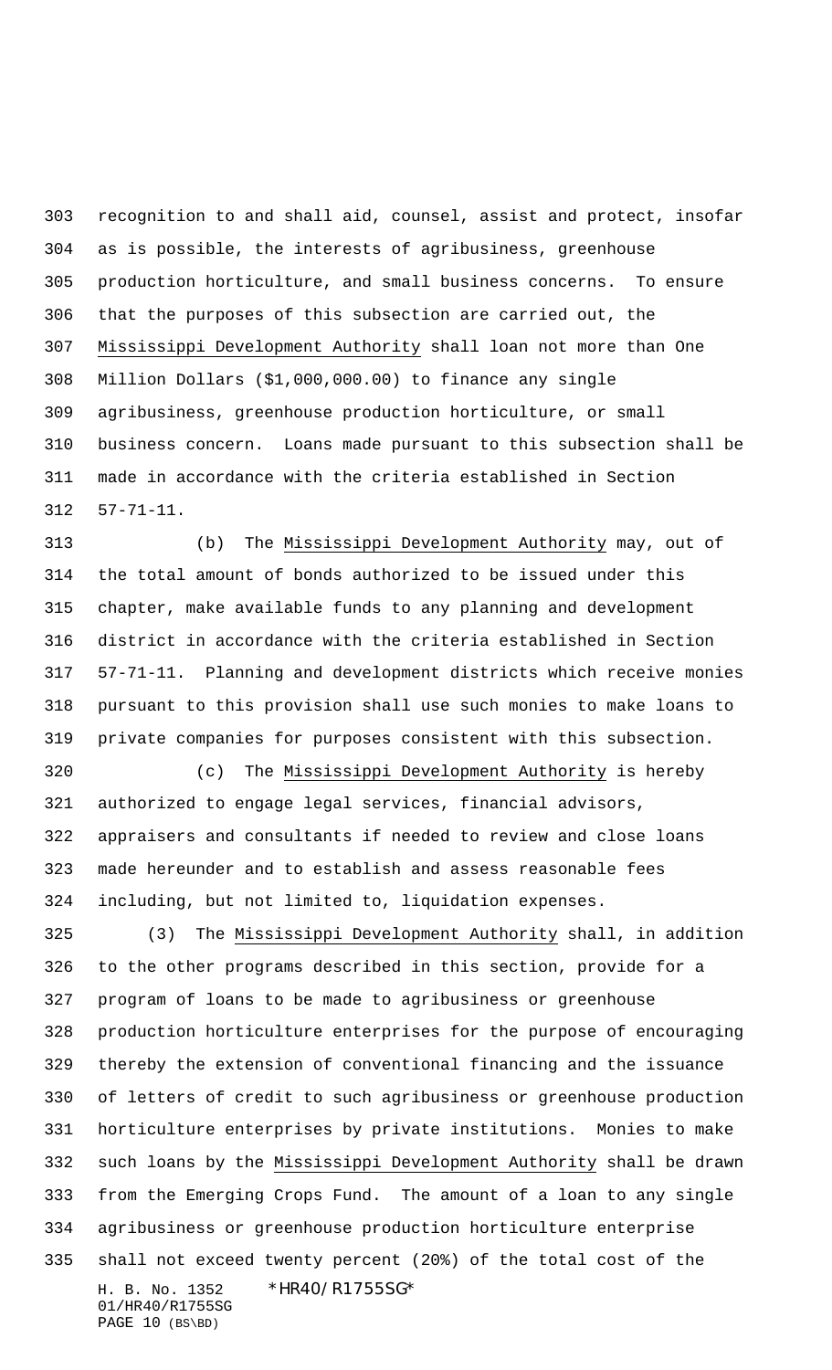recognition to and shall aid, counsel, assist and protect, insofar as is possible, the interests of agribusiness, greenhouse production horticulture, and small business concerns. To ensure that the purposes of this subsection are carried out, the Mississippi Development Authority shall loan not more than One Million Dollars ($1,000,000.00) to finance any single agribusiness, greenhouse production horticulture, or small business concern. Loans made pursuant to this subsection shall be made in accordance with the criteria established in Section 57-71-11.

(b) The Mississippi Development Authority may, out of the total amount of bonds authorized to be issued under this chapter, make available funds to any planning and development district in accordance with the criteria established in Section 57-71-11. Planning and development districts which receive monies pursuant to this provision shall use such monies to make loans to private companies for purposes consistent with this subsection.

(c) The Mississippi Development Authority is hereby authorized to engage legal services, financial advisors, appraisers and consultants if needed to review and close loans made hereunder and to establish and assess reasonable fees including, but not limited to, liquidation expenses.

(3) The Mississippi Development Authority shall, in addition to the other programs described in this section, provide for a program of loans to be made to agribusiness or greenhouse production horticulture enterprises for the purpose of encouraging thereby the extension of conventional financing and the issuance of letters of credit to such agribusiness or greenhouse production horticulture enterprises by private institutions. Monies to make such loans by the Mississippi Development Authority shall be drawn from the Emerging Crops Fund. The amount of a loan to any single agribusiness or greenhouse production horticulture enterprise shall not exceed twenty percent (20%) of the total cost of the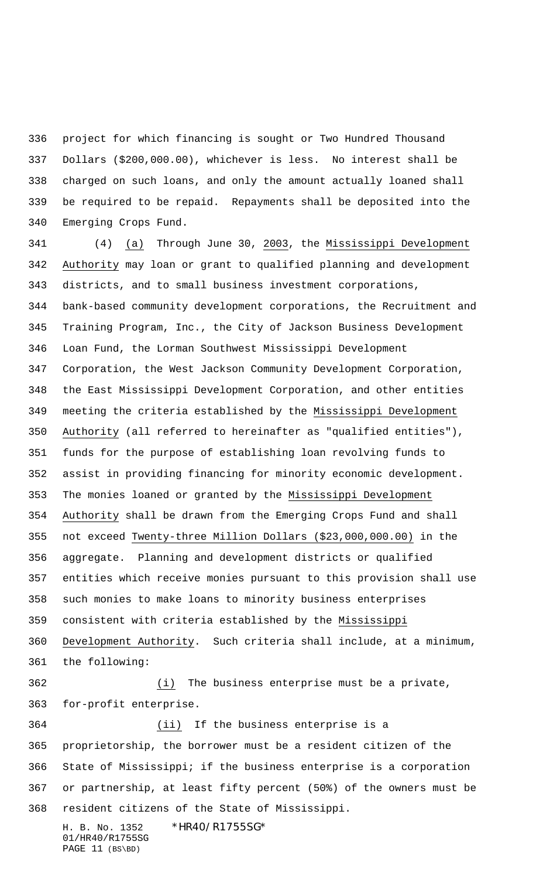project for which financing is sought or Two Hundred Thousand Dollars ($200,000.00), whichever is less. No interest shall be charged on such loans, and only the amount actually loaned shall be required to be repaid. Repayments shall be deposited into the Emerging Crops Fund.

(4) (a) Through June 30, 2003, the Mississippi Development Authority may loan or grant to qualified planning and development districts, and to small business investment corporations, bank-based community development corporations, the Recruitment and Training Program, Inc., the City of Jackson Business Development Loan Fund, the Lorman Southwest Mississippi Development Corporation, the West Jackson Community Development Corporation, the East Mississippi Development Corporation, and other entities meeting the criteria established by the Mississippi Development Authority (all referred to hereinafter as "qualified entities"), funds for the purpose of establishing loan revolving funds to assist in providing financing for minority economic development. The monies loaned or granted by the Mississippi Development Authority shall be drawn from the Emerging Crops Fund and shall not exceed Twenty-three Million Dollars ($23,000,000.00) in the aggregate. Planning and development districts or qualified entities which receive monies pursuant to this provision shall use such monies to make loans to minority business enterprises consistent with criteria established by the Mississippi Development Authority. Such criteria shall include, at a minimum, the following:

(i) The business enterprise must be a private, for-profit enterprise.

(ii) If the business enterprise is a proprietorship, the borrower must be a resident citizen of the State of Mississippi; if the business enterprise is a corporation or partnership, at least fifty percent (50%) of the owners must be resident citizens of the State of Mississippi.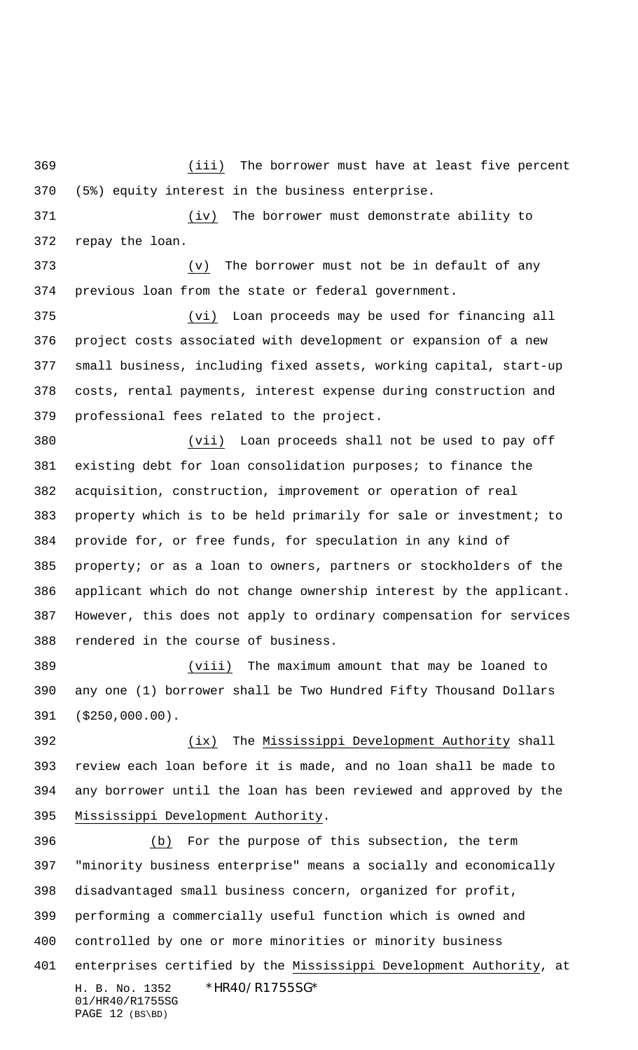(iii) The borrower must have at least five percent (5%) equity interest in the business enterprise.

(iv) The borrower must demonstrate ability to repay the loan.

(v) The borrower must not be in default of any previous loan from the state or federal government.

(vi) Loan proceeds may be used for financing all project costs associated with development or expansion of a new small business, including fixed assets, working capital, start-up costs, rental payments, interest expense during construction and professional fees related to the project.

(vii) Loan proceeds shall not be used to pay off existing debt for loan consolidation purposes; to finance the acquisition, construction, improvement or operation of real property which is to be held primarily for sale or investment; to provide for, or free funds, for speculation in any kind of property; or as a loan to owners, partners or stockholders of the applicant which do not change ownership interest by the applicant. However, this does not apply to ordinary compensation for services rendered in the course of business.

(viii) The maximum amount that may be loaned to any one (1) borrower shall be Two Hundred Fifty Thousand Dollars ($250,000.00).

(ix) The Mississippi Development Authority shall review each loan before it is made, and no loan shall be made to any borrower until the loan has been reviewed and approved by the Mississippi Development Authority.

(b) For the purpose of this subsection, the term "minority business enterprise" means a socially and economically disadvantaged small business concern, organized for profit, performing a commercially useful function which is owned and controlled by one or more minorities or minority business enterprises certified by the Mississippi Development Authority, at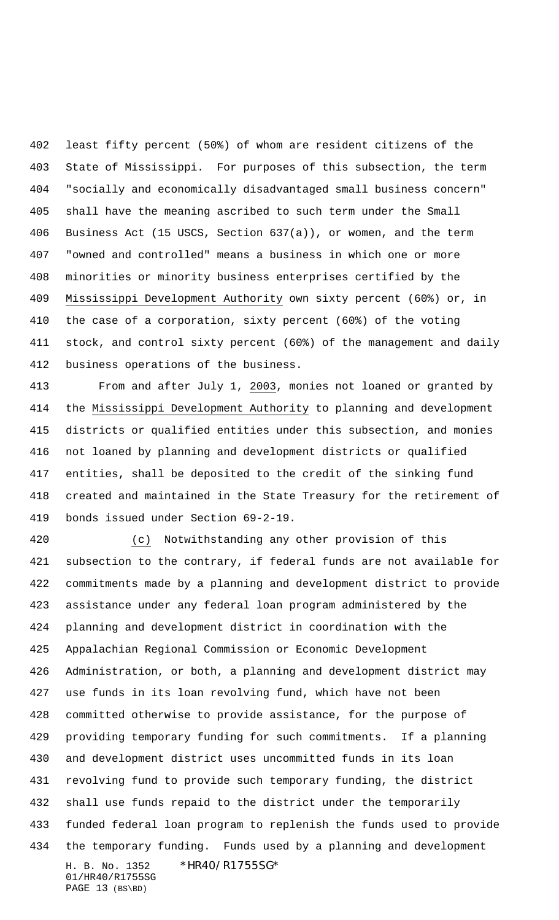least fifty percent (50%) of whom are resident citizens of the State of Mississippi. For purposes of this subsection, the term "socially and economically disadvantaged small business concern" shall have the meaning ascribed to such term under the Small Business Act (15 USCS, Section 637(a)), or women, and the term "owned and controlled" means a business in which one or more minorities or minority business enterprises certified by the Mississippi Development Authority own sixty percent (60%) or, in the case of a corporation, sixty percent (60%) of the voting stock, and control sixty percent (60%) of the management and daily business operations of the business.

From and after July 1, 2003, monies not loaned or granted by the Mississippi Development Authority to planning and development districts or qualified entities under this subsection, and monies not loaned by planning and development districts or qualified entities, shall be deposited to the credit of the sinking fund created and maintained in the State Treasury for the retirement of bonds issued under Section 69-2-19.

(c) Notwithstanding any other provision of this subsection to the contrary, if federal funds are not available for commitments made by a planning and development district to provide assistance under any federal loan program administered by the planning and development district in coordination with the Appalachian Regional Commission or Economic Development Administration, or both, a planning and development district may use funds in its loan revolving fund, which have not been committed otherwise to provide assistance, for the purpose of providing temporary funding for such commitments. If a planning and development district uses uncommitted funds in its loan revolving fund to provide such temporary funding, the district shall use funds repaid to the district under the temporarily funded federal loan program to replenish the funds used to provide the temporary funding. Funds used by a planning and development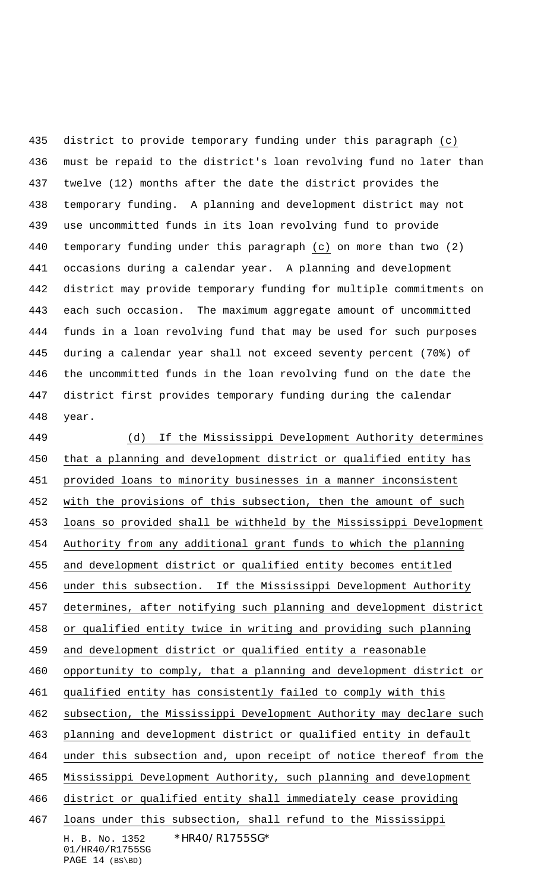district to provide temporary funding under this paragraph (c) must be repaid to the district's loan revolving fund no later than twelve (12) months after the date the district provides the temporary funding. A planning and development district may not use uncommitted funds in its loan revolving fund to provide temporary funding under this paragraph (c) on more than two (2) occasions during a calendar year. A planning and development district may provide temporary funding for multiple commitments on each such occasion. The maximum aggregate amount of uncommitted funds in a loan revolving fund that may be used for such purposes during a calendar year shall not exceed seventy percent (70%) of the uncommitted funds in the loan revolving fund on the date the district first provides temporary funding during the calendar year.

(d) If the Mississippi Development Authority determines that a planning and development district or qualified entity has provided loans to minority businesses in a manner inconsistent with the provisions of this subsection, then the amount of such loans so provided shall be withheld by the Mississippi Development Authority from any additional grant funds to which the planning and development district or qualified entity becomes entitled under this subsection. If the Mississippi Development Authority determines, after notifying such planning and development district or qualified entity twice in writing and providing such planning and development district or qualified entity a reasonable opportunity to comply, that a planning and development district or qualified entity has consistently failed to comply with this subsection, the Mississippi Development Authority may declare such planning and development district or qualified entity in default under this subsection and, upon receipt of notice thereof from the Mississippi Development Authority, such planning and development district or qualified entity shall immediately cease providing loans under this subsection, shall refund to the Mississippi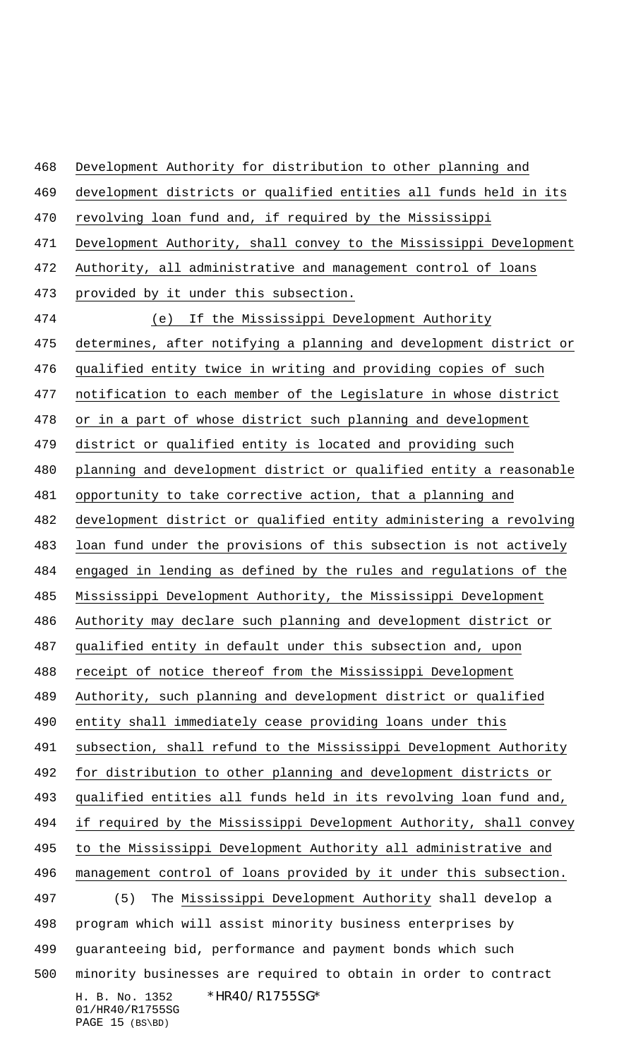Development Authority for distribution to other planning and development districts or qualified entities all funds held in its revolving loan fund and, if required by the Mississippi Development Authority, shall convey to the Mississippi Development Authority, all administrative and management control of loans provided by it under this subsection.

(e) If the Mississippi Development Authority determines, after notifying a planning and development district or qualified entity twice in writing and providing copies of such notification to each member of the Legislature in whose district or in a part of whose district such planning and development district or qualified entity is located and providing such planning and development district or qualified entity a reasonable opportunity to take corrective action, that a planning and development district or qualified entity administering a revolving loan fund under the provisions of this subsection is not actively engaged in lending as defined by the rules and regulations of the Mississippi Development Authority, the Mississippi Development Authority may declare such planning and development district or qualified entity in default under this subsection and, upon receipt of notice thereof from the Mississippi Development Authority, such planning and development district or qualified entity shall immediately cease providing loans under this subsection, shall refund to the Mississippi Development Authority for distribution to other planning and development districts or qualified entities all funds held in its revolving loan fund and, if required by the Mississippi Development Authority, shall convey to the Mississippi Development Authority all administrative and management control of loans provided by it under this subsection.

(5) The Mississippi Development Authority shall develop a program which will assist minority business enterprises by guaranteeing bid, performance and payment bonds which such minority businesses are required to obtain in order to contract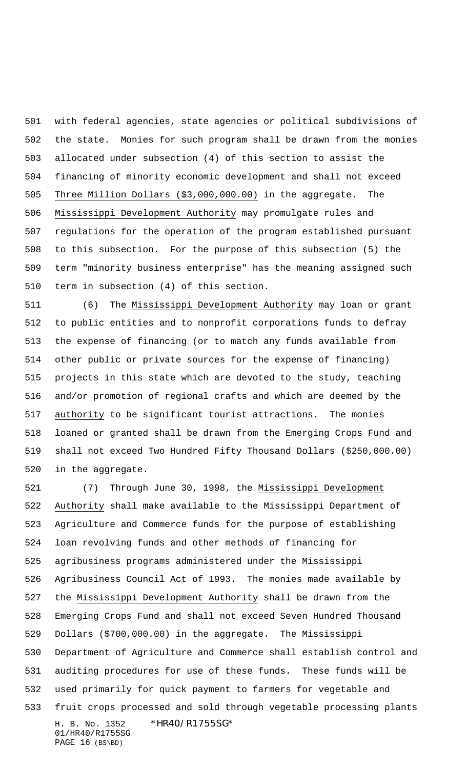with federal agencies, state agencies or political subdivisions of the state. Monies for such program shall be drawn from the monies allocated under subsection (4) of this section to assist the financing of minority economic development and shall not exceed Three Million Dollars ($3,000,000.00) in the aggregate. The Mississippi Development Authority may promulgate rules and regulations for the operation of the program established pursuant to this subsection. For the purpose of this subsection (5) the term "minority business enterprise" has the meaning assigned such term in subsection (4) of this section.

(6) The Mississippi Development Authority may loan or grant to public entities and to nonprofit corporations funds to defray the expense of financing (or to match any funds available from other public or private sources for the expense of financing) projects in this state which are devoted to the study, teaching and/or promotion of regional crafts and which are deemed by the authority to be significant tourist attractions. The monies loaned or granted shall be drawn from the Emerging Crops Fund and shall not exceed Two Hundred Fifty Thousand Dollars ($250,000.00) in the aggregate.

(7) Through June 30, 1998, the Mississippi Development Authority shall make available to the Mississippi Department of Agriculture and Commerce funds for the purpose of establishing loan revolving funds and other methods of financing for agribusiness programs administered under the Mississippi Agribusiness Council Act of 1993. The monies made available by the Mississippi Development Authority shall be drawn from the Emerging Crops Fund and shall not exceed Seven Hundred Thousand Dollars ($700,000.00) in the aggregate. The Mississippi Department of Agriculture and Commerce shall establish control and auditing procedures for use of these funds. These funds will be used primarily for quick payment to farmers for vegetable and fruit crops processed and sold through vegetable processing plants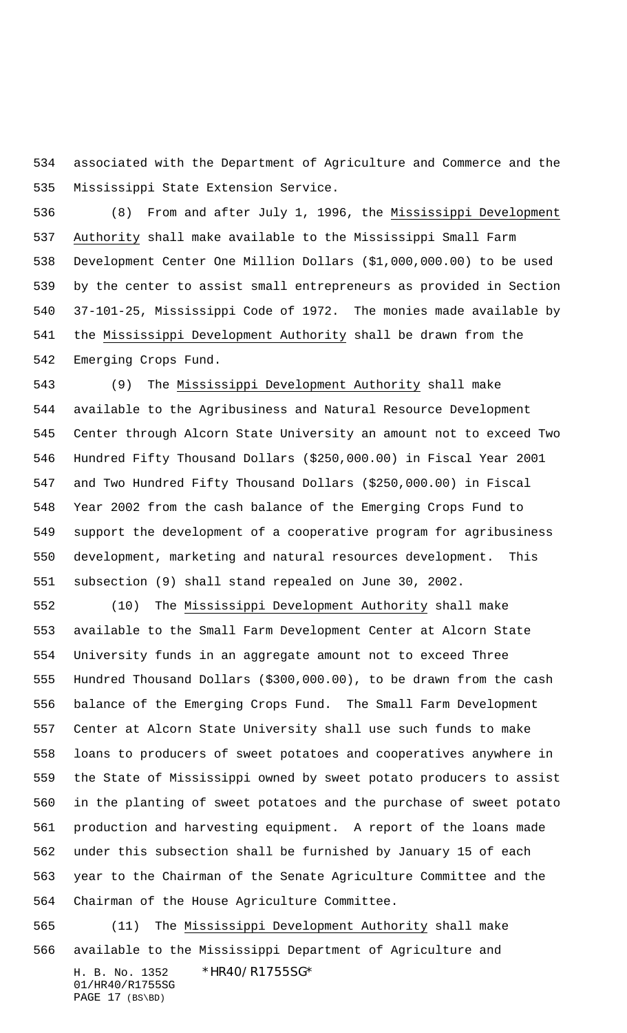associated with the Department of Agriculture and Commerce and the Mississippi State Extension Service.

(8) From and after July 1, 1996, the Mississippi Development Authority shall make available to the Mississippi Small Farm Development Center One Million Dollars ($1,000,000.00) to be used by the center to assist small entrepreneurs as provided in Section 37-101-25, Mississippi Code of 1972. The monies made available by the Mississippi Development Authority shall be drawn from the Emerging Crops Fund.

(9) The Mississippi Development Authority shall make available to the Agribusiness and Natural Resource Development Center through Alcorn State University an amount not to exceed Two Hundred Fifty Thousand Dollars ($250,000.00) in Fiscal Year 2001 and Two Hundred Fifty Thousand Dollars ($250,000.00) in Fiscal Year 2002 from the cash balance of the Emerging Crops Fund to support the development of a cooperative program for agribusiness development, marketing and natural resources development. This subsection (9) shall stand repealed on June 30, 2002.

(10) The Mississippi Development Authority shall make available to the Small Farm Development Center at Alcorn State University funds in an aggregate amount not to exceed Three Hundred Thousand Dollars ($300,000.00), to be drawn from the cash balance of the Emerging Crops Fund. The Small Farm Development Center at Alcorn State University shall use such funds to make loans to producers of sweet potatoes and cooperatives anywhere in the State of Mississippi owned by sweet potato producers to assist in the planting of sweet potatoes and the purchase of sweet potato production and harvesting equipment. A report of the loans made under this subsection shall be furnished by January 15 of each year to the Chairman of the Senate Agriculture Committee and the Chairman of the House Agriculture Committee.

(11) The Mississippi Development Authority shall make available to the Mississippi Department of Agriculture and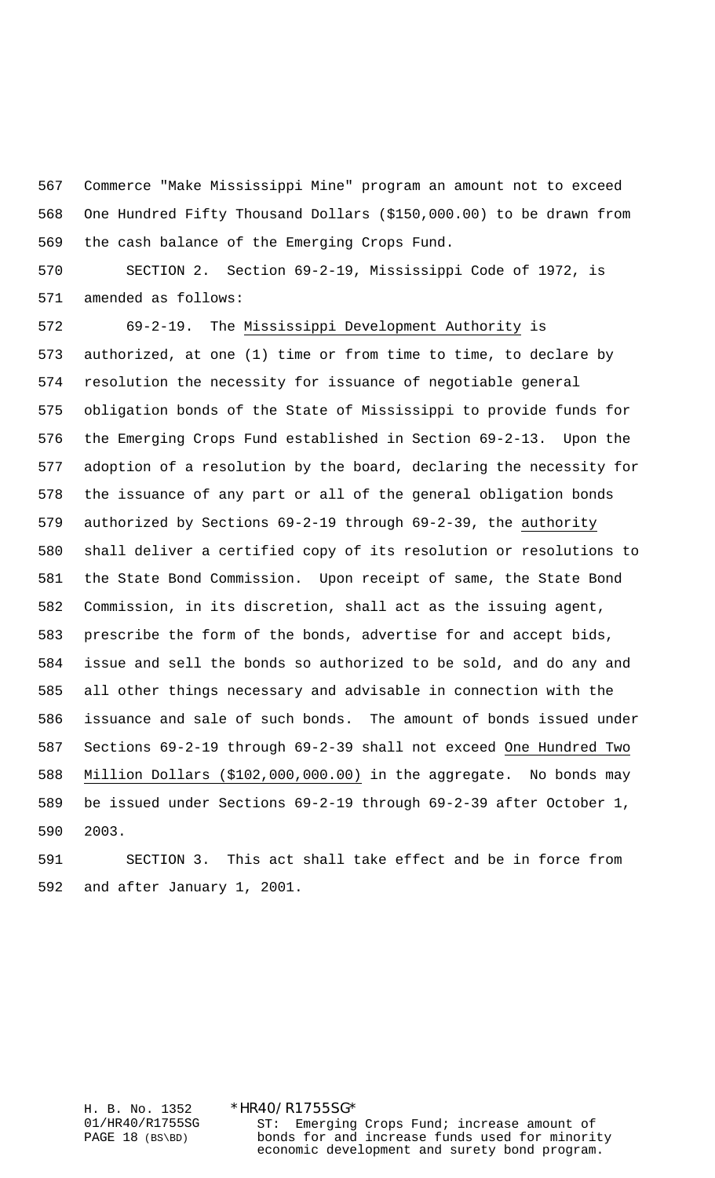Commerce "Make Mississippi Mine" program an amount not to exceed One Hundred Fifty Thousand Dollars ($150,000.00) to be drawn from the cash balance of the Emerging Crops Fund.

SECTION 2. Section 69-2-19, Mississippi Code of 1972, is amended as follows:

69-2-19. The Mississippi Development Authority is authorized, at one (1) time or from time to time, to declare by resolution the necessity for issuance of negotiable general obligation bonds of the State of Mississippi to provide funds for the Emerging Crops Fund established in Section 69-2-13. Upon the adoption of a resolution by the board, declaring the necessity for the issuance of any part or all of the general obligation bonds authorized by Sections 69-2-19 through 69-2-39, the authority shall deliver a certified copy of its resolution or resolutions to the State Bond Commission. Upon receipt of same, the State Bond Commission, in its discretion, shall act as the issuing agent, prescribe the form of the bonds, advertise for and accept bids, issue and sell the bonds so authorized to be sold, and do any and all other things necessary and advisable in connection with the issuance and sale of such bonds. The amount of bonds issued under Sections 69-2-19 through 69-2-39 shall not exceed One Hundred Two Million Dollars ($102,000,000.00) in the aggregate. No bonds may be issued under Sections 69-2-19 through 69-2-39 after October 1, 2003.

SECTION 3. This act shall take effect and be in force from and after January 1, 2001.

ST: Emerging Crops Fund; increase amount of bonds for and increase funds used for minority economic development and surety bond program.